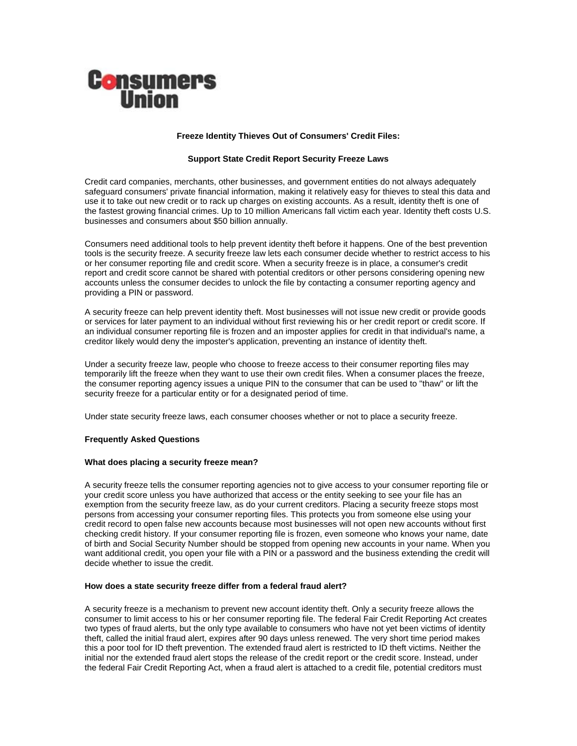**Consumers Union**

## Freeze Identity Thieves Out of Consumers' Credit Files:

## Support State Credit Report Security Freeze Laws

Credit card companies, merchants, other businesses, and government entities do not always adequately safeguard consumers' private financial information, making it relatively easy for thieves to steal this data and use it to take out new credit or to rack up charges on existing accounts. As a result, identity theft is one of the fastest growing financial crimes. Up to 10 million Americans fall victim each year. Identity theft costs U.S. businesses and consumers about $50 billion annually.

Consumers need additional tools to help prevent identity theft before it happens. One of the best prevention tools is the security freeze. A security freeze law lets each consumer decide whether to restrict access to his or her consumer reporting file and credit score. When a security freeze is in place, a consumer's credit report and credit score cannot be shared with potential creditors or other persons considering opening new accounts unless the consumer decides to unlock the file by contacting a consumer reporting agency and providing a PIN or password.

A security freeze can help prevent identity theft. Most businesses will not issue new credit or provide goods or services for later payment to an individual without first reviewing his or her credit report or credit score. If an individual consumer reporting file is frozen and an imposter applies for credit in that individual's name, a creditor likely would deny the imposter's application, preventing an instance of identity theft.

Under a security freeze law, people who choose to freeze access to their consumer reporting files may temporarily lift the freeze when they want to use their own credit files. When a consumer places the freeze, the consumer reporting agency issues a unique PIN to the consumer that can be used to "thaw" or lift the security freeze for a particular entity or for a designated period of time.

Under state security freeze laws, each consumer chooses whether or not to place a security freeze.

### Frequently Asked Questions

**What does placing a security freeze mean?**

A security freeze tells the consumer reporting agencies not to give access to your consumer reporting file or your credit score unless you have authorized that access or the entity seeking to see your file has an exemption from the security freeze law, as do your current creditors. Placing a security freeze stops most persons from accessing your consumer reporting files. This protects you from someone else using your credit record to open false new accounts because most businesses will not open new accounts without first checking credit history. If your consumer reporting file is frozen, even someone who knows your name, date of birth and Social Security Number should be stopped from opening new accounts in your name. When you want additional credit, you open your file with a PIN or a password and the business extending the credit will decide whether to issue the credit.

**How does a state security freeze differ from a federal fraud alert?**

A security freeze is a mechanism to prevent new account identity theft. Only a security freeze allows the consumer to limit access to his or her consumer reporting file. The federal Fair Credit Reporting Act creates two types of fraud alerts, but the only type available to consumers who have not yet been victims of identity theft, called the initial fraud alert, expires after 90 days unless renewed. The very short time period makes this a poor tool for ID theft prevention. The extended fraud alert is restricted to ID theft victims. Neither the initial nor the extended fraud alert stops the release of the credit report or the credit score. Instead, under the federal Fair Credit Reporting Act, when a fraud alert is attached to a credit file, potential creditors must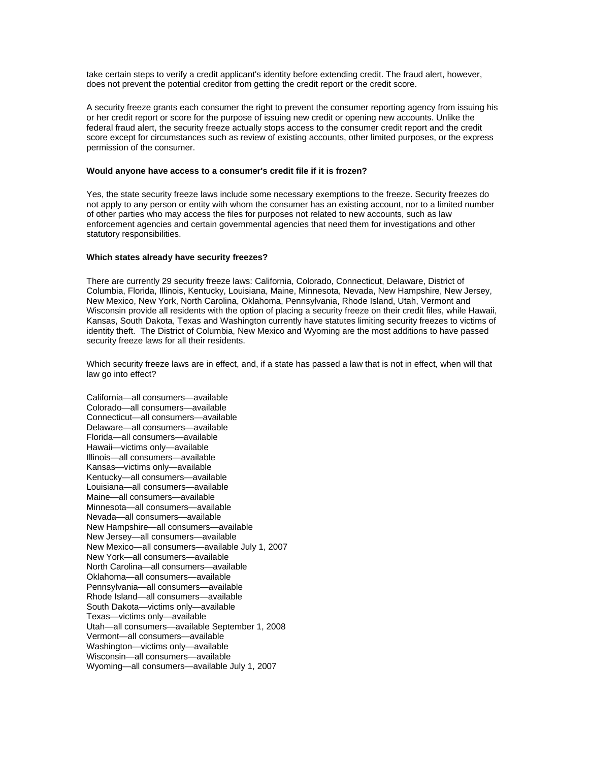take certain steps to verify a credit applicant's identity before extending credit. The fraud alert, however, does not prevent the potential creditor from getting the credit report or the credit score.

A security freeze grants each consumer the right to prevent the consumer reporting agency from issuing his or her credit report or score for the purpose of issuing new credit or opening new accounts. Unlike the federal fraud alert, the security freeze actually stops access to the consumer credit report and the credit score except for circumstances such as review of existing accounts, other limited purposes, or the express permission of the consumer.

**Would anyone have access to a consumer's credit file if it is frozen?**

Yes, the state security freeze laws include some necessary exemptions to the freeze. Security freezes do not apply to any person or entity with whom the consumer has an existing account, nor to a limited number of other parties who may access the files for purposes not related to new accounts, such as law enforcement agencies and certain governmental agencies that need them for investigations and other statutory responsibilities.

**Which states already have security freezes?**

There are currently 29 security freeze laws: California, Colorado, Connecticut, Delaware, District of Columbia, Florida, Illinois, Kentucky, Louisiana, Maine, Minnesota, Nevada, New Hampshire, New Jersey, New Mexico, New York, North Carolina, Oklahoma, Pennsylvania, Rhode Island, Utah, Vermont and Wisconsin provide all residents with the option of placing a security freeze on their credit files, while Hawaii, Kansas, South Dakota, Texas and Washington currently have statutes limiting security freezes to victims of identity theft. The District of Columbia, New Mexico and Wyoming are the most additions to have passed security freeze laws for all their residents.

Which security freeze laws are in effect, and, if a state has passed a law that is not in effect, when will that law go into effect?

California—all consumers—available
Colorado—all consumers—available
Connecticut—all consumers—available
Delaware—all consumers—available
Florida—all consumers—available
Hawaii—victims only—available
Illinois—all consumers—available
Kansas—victims only—available
Kentucky—all consumers—available
Louisiana—all consumers—available
Maine—all consumers—available
Minnesota—all consumers—available
Nevada—all consumers—available
New Hampshire—all consumers—available
New Jersey—all consumers—available
New Mexico—all consumers—available July 1, 2007
New York—all consumers—available
North Carolina—all consumers—available
Oklahoma—all consumers—available
Pennsylvania—all consumers—available
Rhode Island—all consumers—available
South Dakota—victims only—available
Texas—victims only—available
Utah—all consumers—available September 1, 2008
Vermont—all consumers—available
Washington—victims only—available
Wisconsin—all consumers—available
Wyoming—all consumers—available July 1, 2007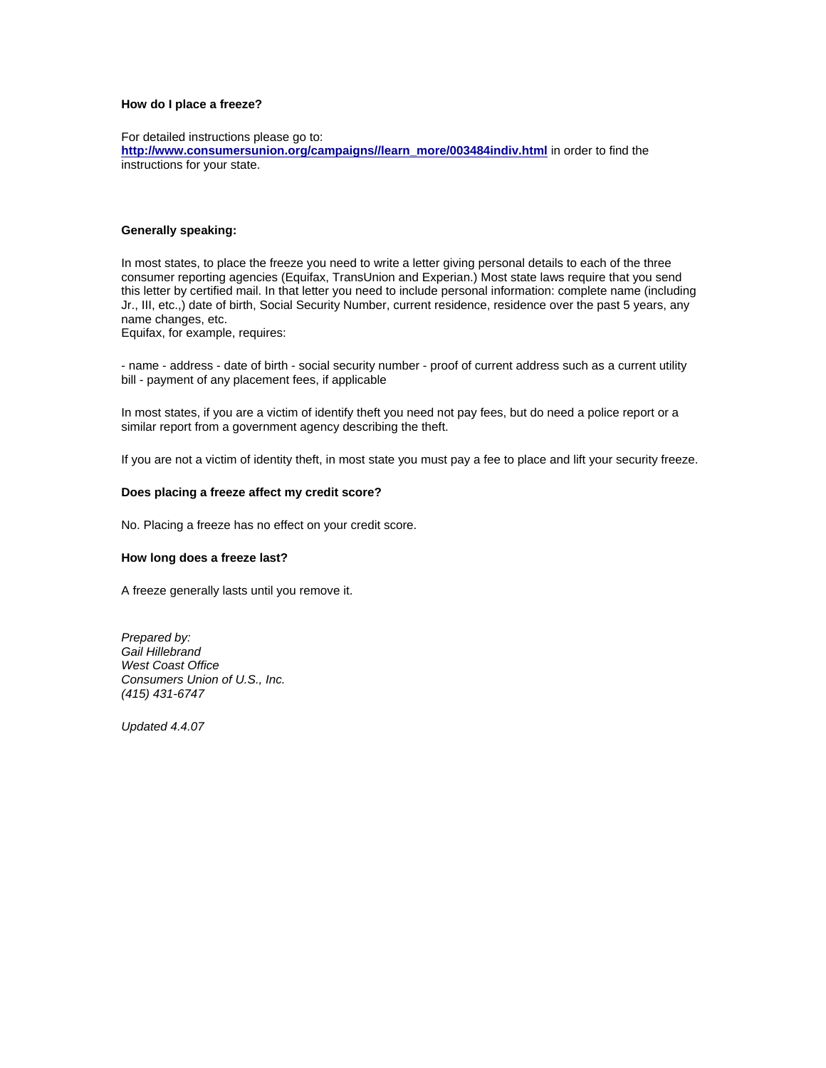**How do I place a freeze?**

For detailed instructions please go to:
**http://www.consumersunion.org/campaigns//learn_more/003484indiv.html** in order to find the instructions for your state.

**Generally speaking:**

In most states, to place the freeze you need to write a letter giving personal details to each of the three consumer reporting agencies (Equifax, TransUnion and Experian.) Most state laws require that you send this letter by certified mail. In that letter you need to include personal information: complete name (including Jr., III, etc.,) date of birth, Social Security Number, current residence, residence over the past 5 years, any name changes, etc.
Equifax, for example, requires:

- name - address - date of birth - social security number - proof of current address such as a current utility bill - payment of any placement fees, if applicable

In most states, if you are a victim of identify theft you need not pay fees, but do need a police report or a similar report from a government agency describing the theft.

If you are not a victim of identity theft, in most state you must pay a fee to place and lift your security freeze.

**Does placing a freeze affect my credit score?**

No. Placing a freeze has no effect on your credit score.

**How long does a freeze last?**

A freeze generally lasts until you remove it.

*Prepared by:*
*Gail Hillebrand*
*West Coast Office*
*Consumers Union of U.S., Inc.*
*(415) 431-6747*

*Updated 4.4.07*